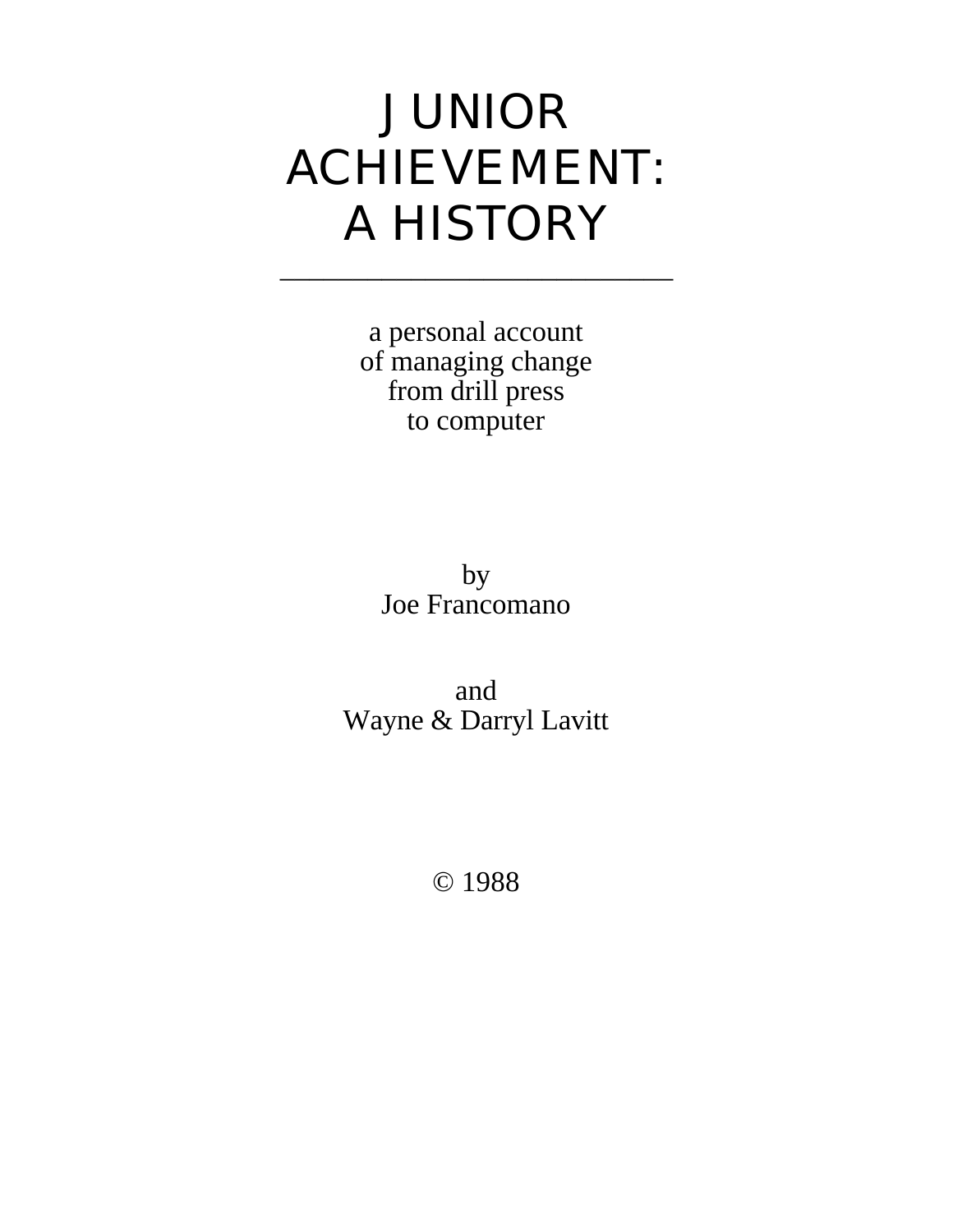# JUNIOR ACHIEVEMENT: A HISTORY

---

a personal account
of managing change
from drill press
to computer

by
Joe Francomano

and
Wayne & Darryl Lavitt

© 1988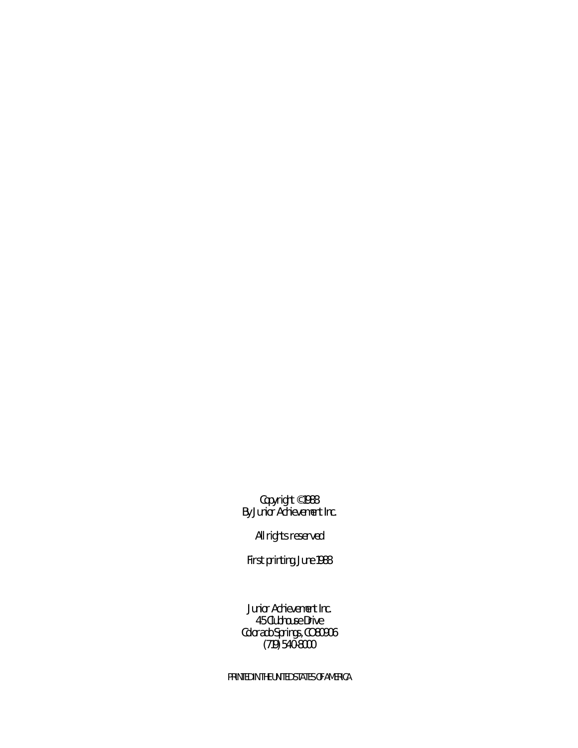Copyright © 1988
By Junior Achievement Inc.

All rights reserved

First printing June 1988

Junior Achievement Inc.
45 Clubhouse Drive
Colorado Springs, CO 80906
(719) 540-8000

PRINTED IN THE UNITED STATES OF AMERICA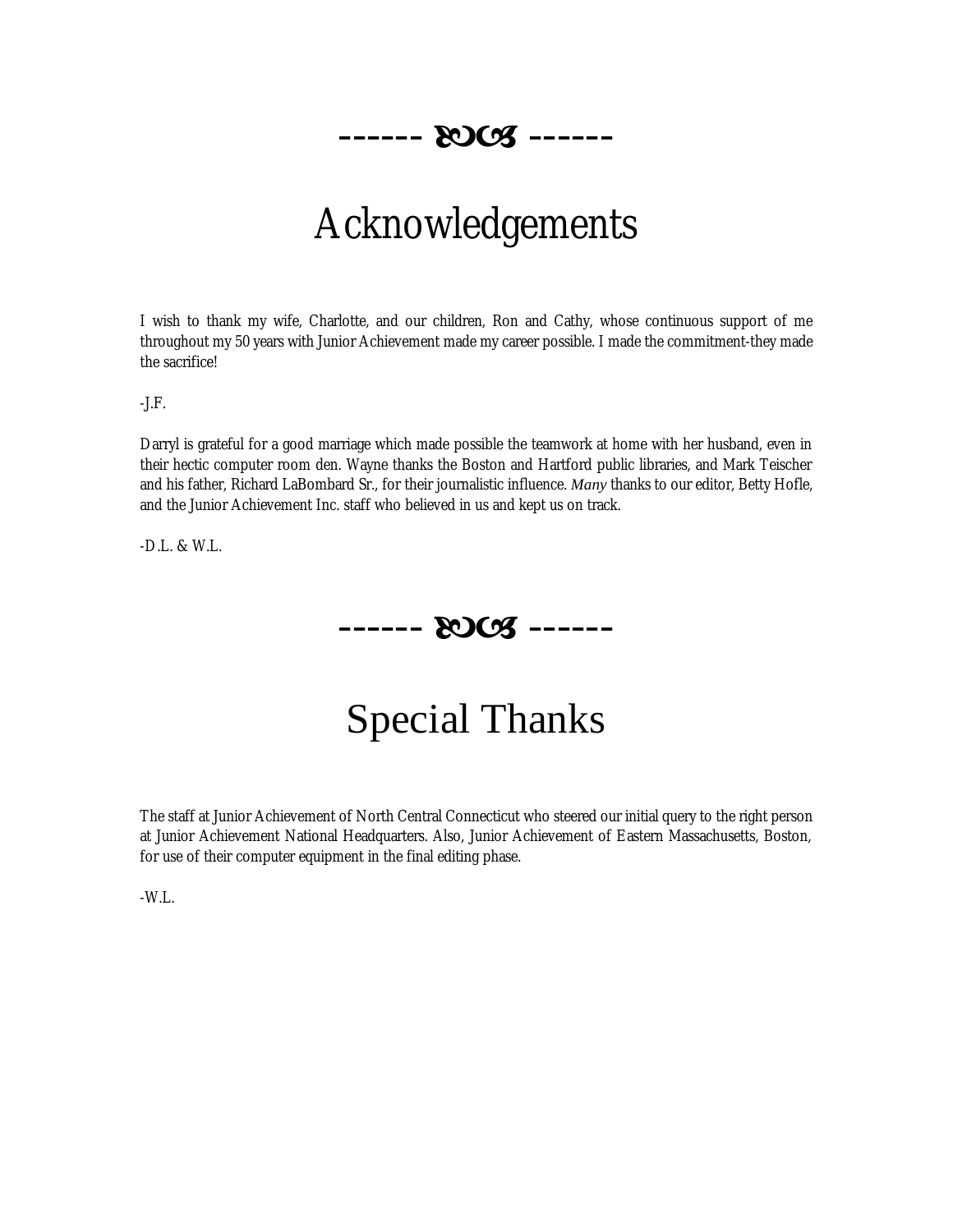------ ☙❧ ------

# Acknowledgements

I wish to thank my wife, Charlotte, and our children, Ron and Cathy, whose continuous support of me throughout my 50 years with Junior Achievement made my career possible. I made the commitment-they made the sacrifice!

-J.F.

Darryl is grateful for a good marriage which made possible the teamwork at home with her husband, even in their hectic computer room den. Wayne thanks the Boston and Hartford public libraries, and Mark Teischer and his father, Richard LaBombard Sr., for their journalistic influence. *Many* thanks to our editor, Betty Hofle, and the Junior Achievement Inc. staff who believed in us and kept us on track.

-D.L. & W.L.

------ ☙❧ ------

# Special Thanks

The staff at Junior Achievement of North Central Connecticut who steered our initial query to the right person at Junior Achievement National Headquarters. Also, Junior Achievement of Eastern Massachusetts, Boston, for use of their computer equipment in the final editing phase.

-W.L.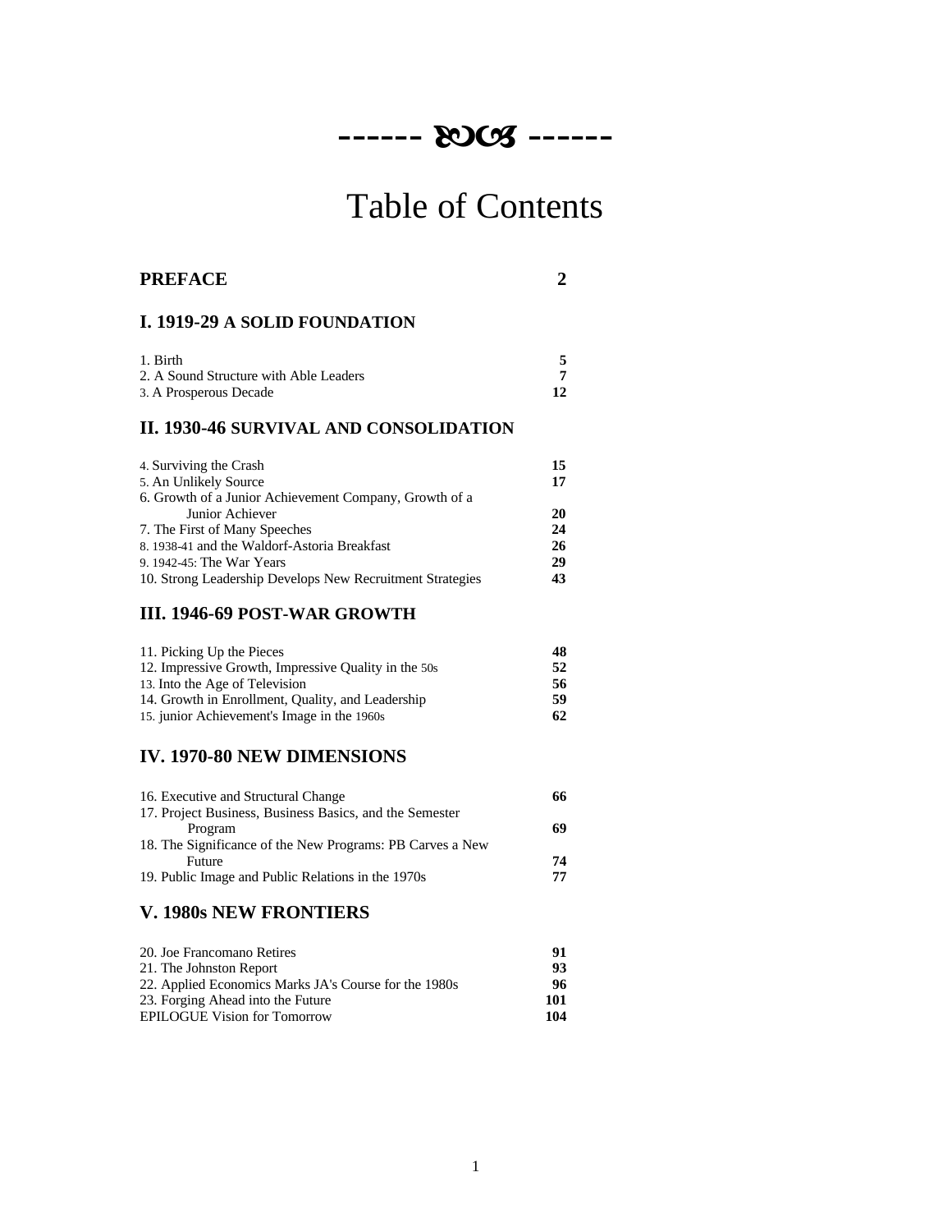------ ࿇ ------

# Table of Contents

| | |
|---|---|
| **PREFACE** | **2** |

## I. 1919-29 A SOLID FOUNDATION

| | |
|---|---|
| 1. Birth | **5** |
| 2. A Sound Structure with Able Leaders | **7** |
| 3. A Prosperous Decade | **12** |

## II. 1930-46 SURVIVAL AND CONSOLIDATION

| | |
|---|---|
| 4. Surviving the Crash | **15** |
| 5. An Unlikely Source | **17** |
| 6. Growth of a Junior Achievement Company, Growth of a Junior Achiever | **20** |
| 7. The First of Many Speeches | **24** |
| 8. 1938-41 and the Waldorf-Astoria Breakfast | **26** |
| 9. 1942-45: The War Years | **29** |
| 10. Strong Leadership Develops New Recruitment Strategies | **43** |

## III. 1946-69 POST-WAR GROWTH

| | |
|---|---|
| 11. Picking Up the Pieces | **48** |
| 12. Impressive Growth, Impressive Quality in the 50s | **52** |
| 13. Into the Age of Television | **56** |
| 14. Growth in Enrollment, Quality, and Leadership | **59** |
| 15. junior Achievement's Image in the 1960s | **62** |

## IV. 1970-80 NEW DIMENSIONS

| | |
|---|---|
| 16. Executive and Structural Change | **66** |
| 17. Project Business, Business Basics, and the Semester Program | **69** |
| 18. The Significance of the New Programs: PB Carves a New Future | **74** |
| 19. Public Image and Public Relations in the 1970s | **77** |

## V. 1980s NEW FRONTIERS

| | |
|---|---|
| 20. Joe Francomano Retires | **91** |
| 21. The Johnston Report | **93** |
| 22. Applied Economics Marks JA's Course for the 1980s | **96** |
| 23. Forging Ahead into the Future | **101** |
| EPILOGUE Vision for Tomorrow | **104** |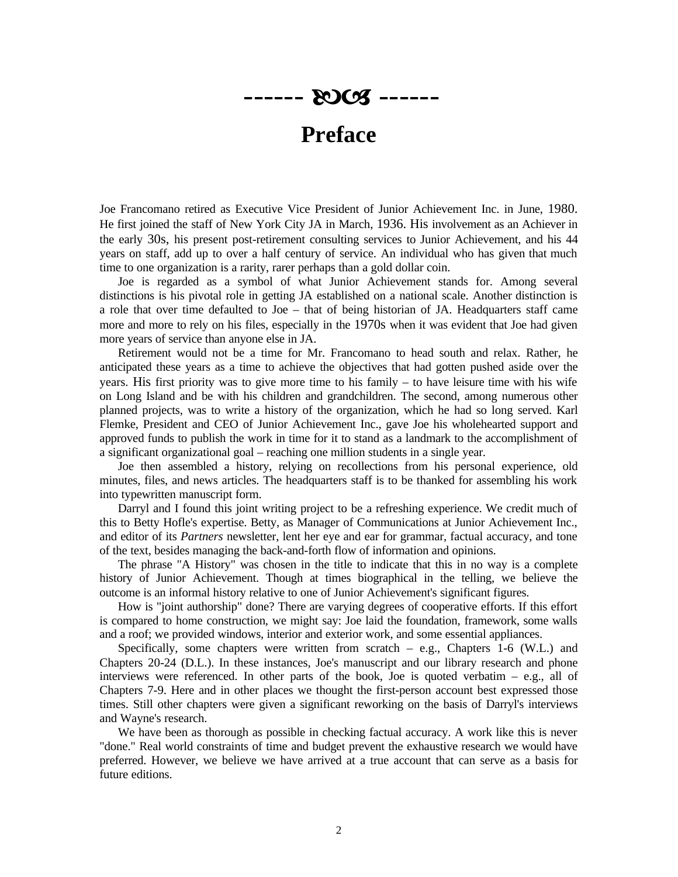------ ꕥ ------

# Preface

Joe Francomano retired as Executive Vice President of Junior Achievement Inc. in June, 1980. He first joined the staff of New York City JA in March, 1936. His involvement as an Achiever in the early 30s, his present post-retirement consulting services to Junior Achievement, and his 44 years on staff, add up to over a half century of service. An individual who has given that much time to one organization is a rarity, rarer perhaps than a gold dollar coin.

Joe is regarded as a symbol of what Junior Achievement stands for. Among several distinctions is his pivotal role in getting JA established on a national scale. Another distinction is a role that over time defaulted to Joe – that of being historian of JA. Headquarters staff came more and more to rely on his files, especially in the 1970s when it was evident that Joe had given more years of service than anyone else in JA.

Retirement would not be a time for Mr. Francomano to head south and relax. Rather, he anticipated these years as a time to achieve the objectives that had gotten pushed aside over the years. His first priority was to give more time to his family – to have leisure time with his wife on Long Island and be with his children and grandchildren. The second, among numerous other planned projects, was to write a history of the organization, which he had so long served. Karl Flemke, President and CEO of Junior Achievement Inc., gave Joe his wholehearted support and approved funds to publish the work in time for it to stand as a landmark to the accomplishment of a significant organizational goal – reaching one million students in a single year.

Joe then assembled a history, relying on recollections from his personal experience, old minutes, files, and news articles. The headquarters staff is to be thanked for assembling his work into typewritten manuscript form.

Darryl and I found this joint writing project to be a refreshing experience. We credit much of this to Betty Hofle's expertise. Betty, as Manager of Communications at Junior Achievement Inc., and editor of its *Partners* newsletter, lent her eye and ear for grammar, factual accuracy, and tone of the text, besides managing the back-and-forth flow of information and opinions.

The phrase "A History" was chosen in the title to indicate that this in no way is a complete history of Junior Achievement. Though at times biographical in the telling, we believe the outcome is an informal history relative to one of Junior Achievement's significant figures.

How is "joint authorship" done? There are varying degrees of cooperative efforts. If this effort is compared to home construction, we might say: Joe laid the foundation, framework, some walls and a roof; we provided windows, interior and exterior work, and some essential appliances.

Specifically, some chapters were written from scratch – e.g., Chapters 1-6 (W.L.) and Chapters 20-24 (D.L.). In these instances, Joe's manuscript and our library research and phone interviews were referenced. In other parts of the book, Joe is quoted verbatim – e.g., all of Chapters 7-9. Here and in other places we thought the first-person account best expressed those times. Still other chapters were given a significant reworking on the basis of Darryl's interviews and Wayne's research.

We have been as thorough as possible in checking factual accuracy. A work like this is never "done." Real world constraints of time and budget prevent the exhaustive research we would have preferred. However, we believe we have arrived at a true account that can serve as a basis for future editions.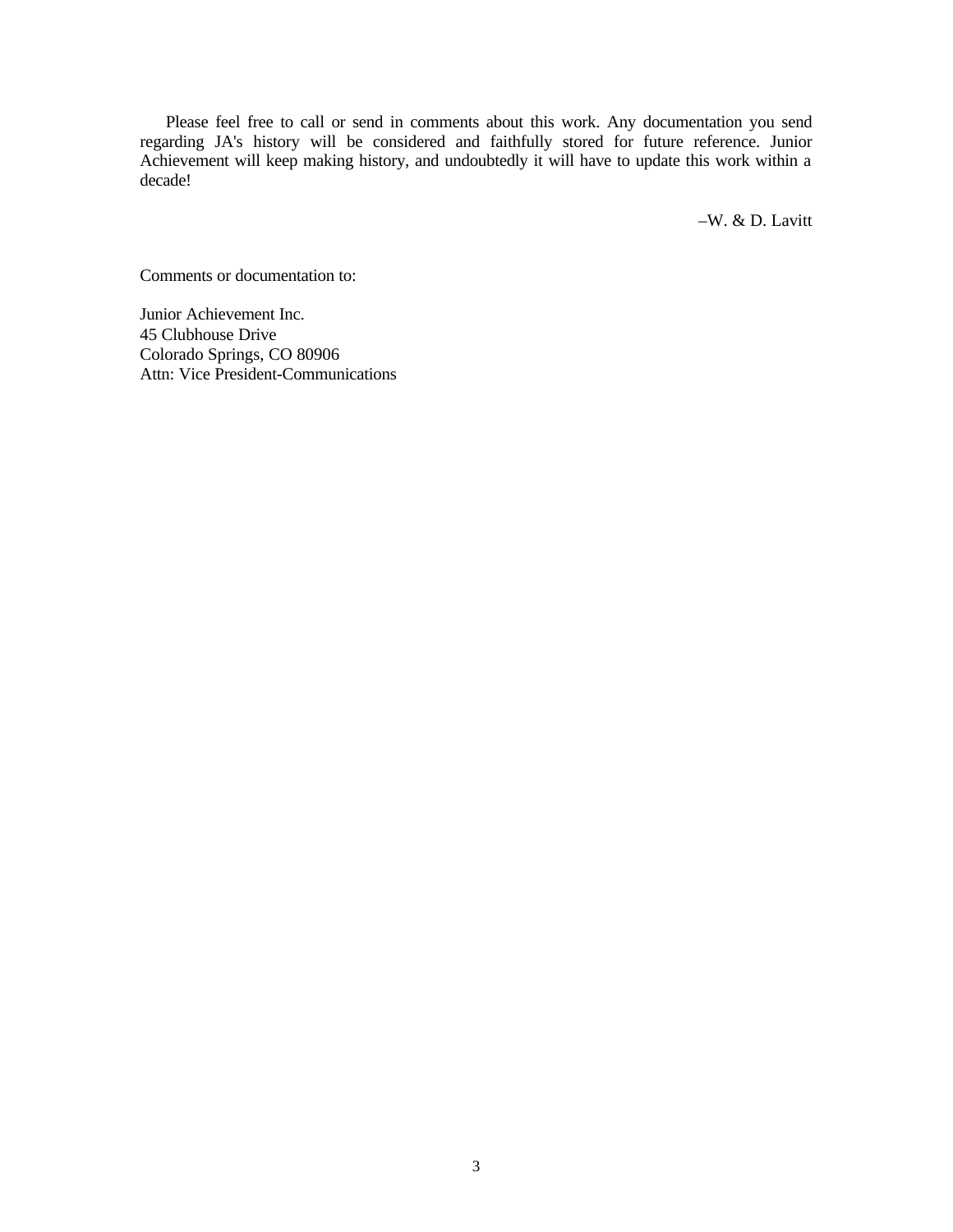Please feel free to call or send in comments about this work. Any documentation you send regarding JA's history will be considered and faithfully stored for future reference. Junior Achievement will keep making history, and undoubtedly it will have to update this work within a decade!

–W. & D. Lavitt

Comments or documentation to:

Junior Achievement Inc.
45 Clubhouse Drive
Colorado Springs, CO 80906
Attn: Vice President-Communications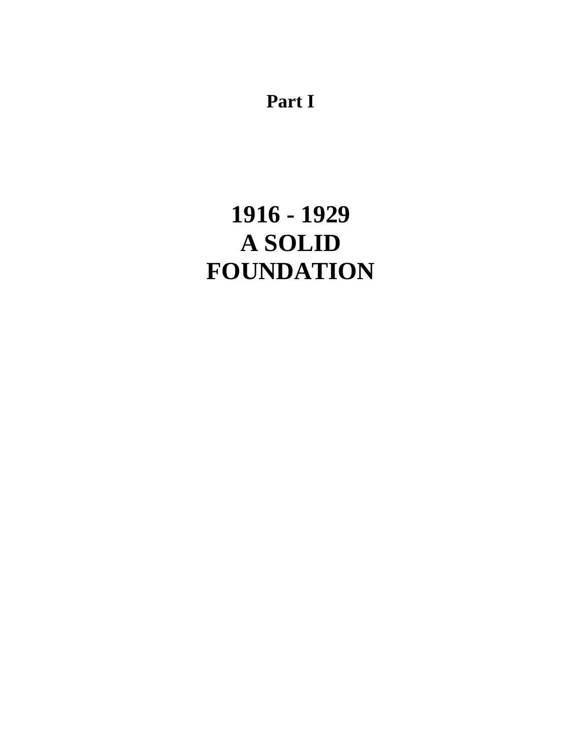**Part I**

# 1916 - 1929
# A SOLID
# FOUNDATION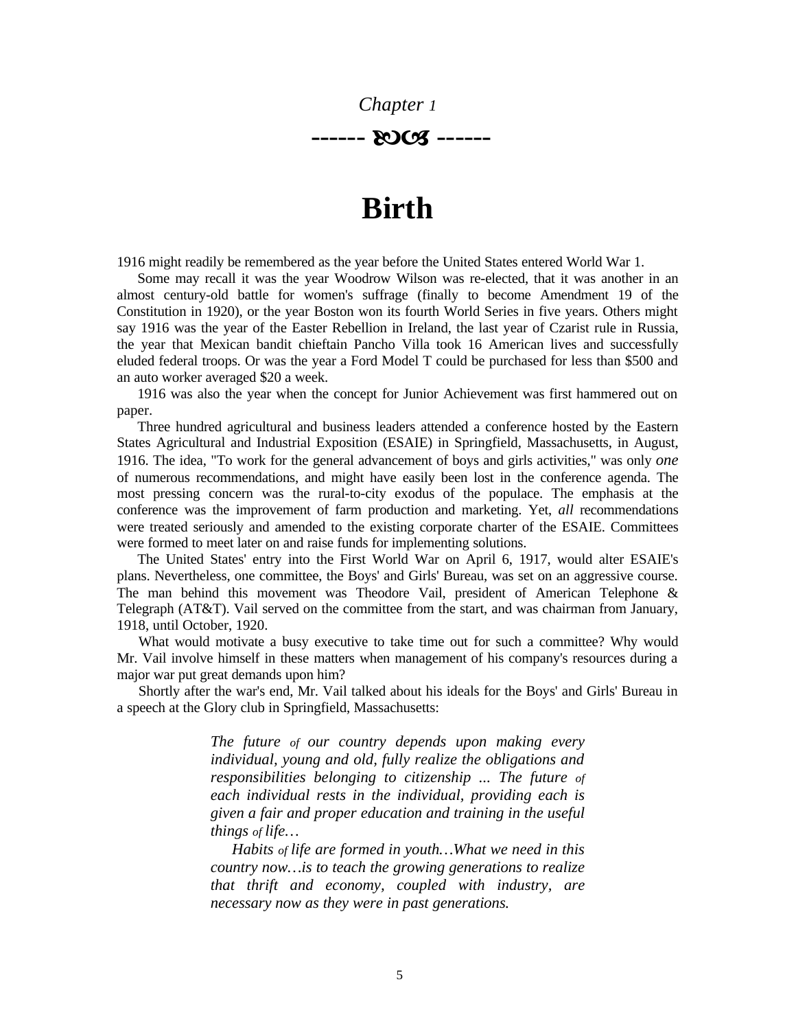*Chapter 1*

------ ꕥ ------

# Birth

1916 might readily be remembered as the year before the United States entered World War 1.

Some may recall it was the year Woodrow Wilson was re-elected, that it was another in an almost century-old battle for women's suffrage (finally to become Amendment 19 of the Constitution in 1920), or the year Boston won its fourth World Series in five years. Others might say 1916 was the year of the Easter Rebellion in Ireland, the last year of Czarist rule in Russia, the year that Mexican bandit chieftain Pancho Villa took 16 American lives and successfully eluded federal troops. Or was the year a Ford Model T could be purchased for less than $500 and an auto worker averaged $20 a week.

1916 was also the year when the concept for Junior Achievement was first hammered out on paper.

Three hundred agricultural and business leaders attended a conference hosted by the Eastern States Agricultural and Industrial Exposition (ESAIE) in Springfield, Massachusetts, in August, 1916. The idea, "To work for the general advancement of boys and girls activities," was only *one* of numerous recommendations, and might have easily been lost in the conference agenda. The most pressing concern was the rural-to-city exodus of the populace. The emphasis at the conference was the improvement of farm production and marketing. Yet, *all* recommendations were treated seriously and amended to the existing corporate charter of the ESAIE. Committees were formed to meet later on and raise funds for implementing solutions.

The United States' entry into the First World War on April 6, 1917, would alter ESAIE's plans. Nevertheless, one committee, the Boys' and Girls' Bureau, was set on an aggressive course. The man behind this movement was Theodore Vail, president of American Telephone & Telegraph (AT&T). Vail served on the committee from the start, and was chairman from January, 1918, until October, 1920.

What would motivate a busy executive to take time out for such a committee? Why would Mr. Vail involve himself in these matters when management of his company's resources during a major war put great demands upon him?

Shortly after the war's end, Mr. Vail talked about his ideals for the Boys' and Girls' Bureau in a speech at the Glory club in Springfield, Massachusetts:

> *The future of our country depends upon making every individual, young and old, fully realize the obligations and responsibilities belonging to citizenship ... The future of each individual rests in the individual, providing each is given a fair and proper education and training in the useful things of life…*
>
> *Habits of life are formed in youth…What we need in this country now…is to teach the growing generations to realize that thrift and economy, coupled with industry, are necessary now as they were in past generations.*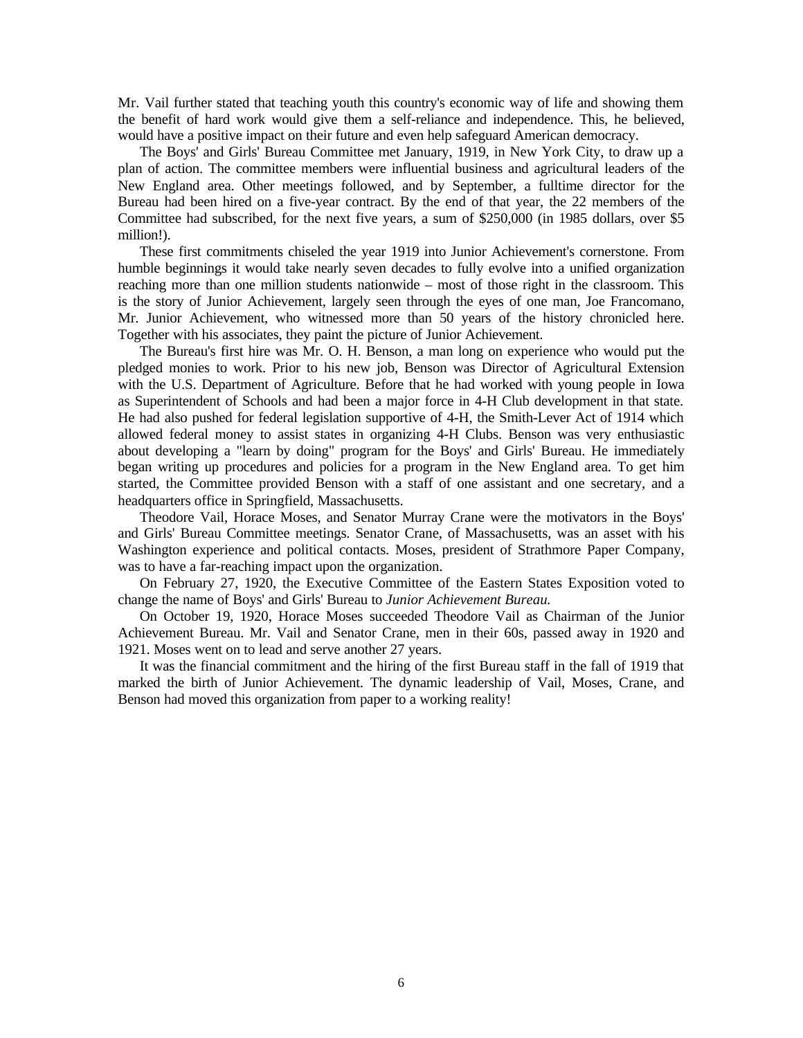Mr. Vail further stated that teaching youth this country's economic way of life and showing them the benefit of hard work would give them a self-reliance and independence. This, he believed, would have a positive impact on their future and even help safeguard American democracy.

The Boys' and Girls' Bureau Committee met January, 1919, in New York City, to draw up a plan of action. The committee members were influential business and agricultural leaders of the New England area. Other meetings followed, and by September, a fulltime director for the Bureau had been hired on a five-year contract. By the end of that year, the 22 members of the Committee had subscribed, for the next five years, a sum of $250,000 (in 1985 dollars, over $5 million!).

These first commitments chiseled the year 1919 into Junior Achievement's cornerstone. From humble beginnings it would take nearly seven decades to fully evolve into a unified organization reaching more than one million students nationwide – most of those right in the classroom. This is the story of Junior Achievement, largely seen through the eyes of one man, Joe Francomano, Mr. Junior Achievement, who witnessed more than 50 years of the history chronicled here. Together with his associates, they paint the picture of Junior Achievement.

The Bureau's first hire was Mr. O. H. Benson, a man long on experience who would put the pledged monies to work. Prior to his new job, Benson was Director of Agricultural Extension with the U.S. Department of Agriculture. Before that he had worked with young people in Iowa as Superintendent of Schools and had been a major force in 4-H Club development in that state. He had also pushed for federal legislation supportive of 4-H, the Smith-Lever Act of 1914 which allowed federal money to assist states in organizing 4-H Clubs. Benson was very enthusiastic about developing a "learn by doing" program for the Boys' and Girls' Bureau. He immediately began writing up procedures and policies for a program in the New England area. To get him started, the Committee provided Benson with a staff of one assistant and one secretary, and a headquarters office in Springfield, Massachusetts.

Theodore Vail, Horace Moses, and Senator Murray Crane were the motivators in the Boys' and Girls' Bureau Committee meetings. Senator Crane, of Massachusetts, was an asset with his Washington experience and political contacts. Moses, president of Strathmore Paper Company, was to have a far-reaching impact upon the organization.

On February 27, 1920, the Executive Committee of the Eastern States Exposition voted to change the name of Boys' and Girls' Bureau to *Junior Achievement Bureau.*

On October 19, 1920, Horace Moses succeeded Theodore Vail as Chairman of the Junior Achievement Bureau. Mr. Vail and Senator Crane, men in their 60s, passed away in 1920 and 1921. Moses went on to lead and serve another 27 years.

It was the financial commitment and the hiring of the first Bureau staff in the fall of 1919 that marked the birth of Junior Achievement. The dynamic leadership of Vail, Moses, Crane, and Benson had moved this organization from paper to a working reality!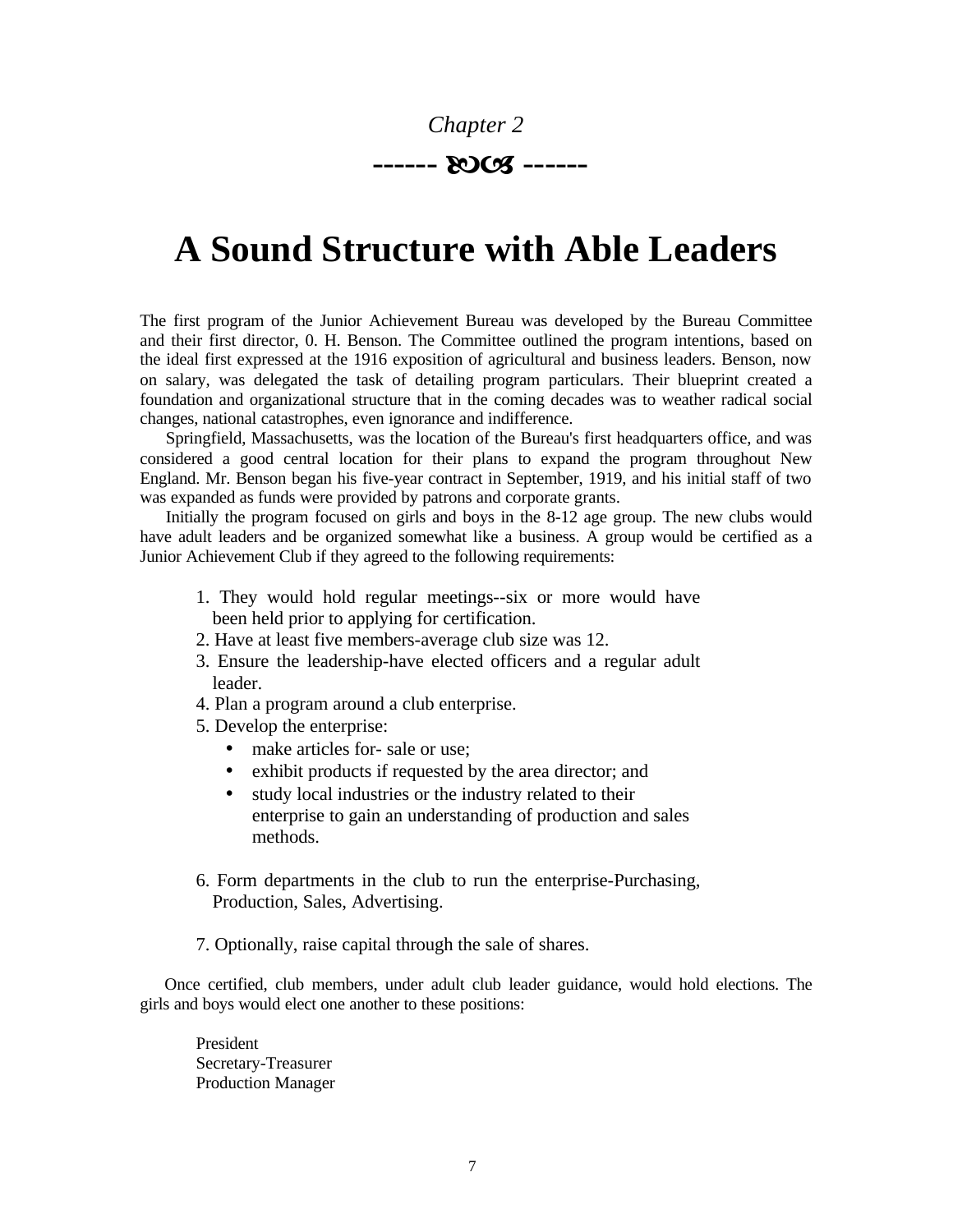*Chapter 2*

------ ❧❦ ------

# A Sound Structure with Able Leaders

The first program of the Junior Achievement Bureau was developed by the Bureau Committee and their first director, 0. H. Benson. The Committee outlined the program intentions, based on the ideal first expressed at the 1916 exposition of agricultural and business leaders. Benson, now on salary, was delegated the task of detailing program particulars. Their blueprint created a foundation and organizational structure that in the coming decades was to weather radical social changes, national catastrophes, even ignorance and indifference.

Springfield, Massachusetts, was the location of the Bureau's first headquarters office, and was considered a good central location for their plans to expand the program throughout New England. Mr. Benson began his five-year contract in September, 1919, and his initial staff of two was expanded as funds were provided by patrons and corporate grants.

Initially the program focused on girls and boys in the 8-12 age group. The new clubs would have adult leaders and be organized somewhat like a business. A group would be certified as a Junior Achievement Club if they agreed to the following requirements:

1. They would hold regular meetings--six or more would have been held prior to applying for certification.
2. Have at least five members-average club size was 12.
3. Ensure the leadership-have elected officers and a regular adult leader.
4. Plan a program around a club enterprise.
5. Develop the enterprise:
   - make articles for- sale or use;
   - exhibit products if requested by the area director; and
   - study local industries or the industry related to their enterprise to gain an understanding of production and sales methods.

6. Form departments in the club to run the enterprise-Purchasing, Production, Sales, Advertising.

7. Optionally, raise capital through the sale of shares.

Once certified, club members, under adult club leader guidance, would hold elections. The girls and boys would elect one another to these positions:

President
Secretary-Treasurer
Production Manager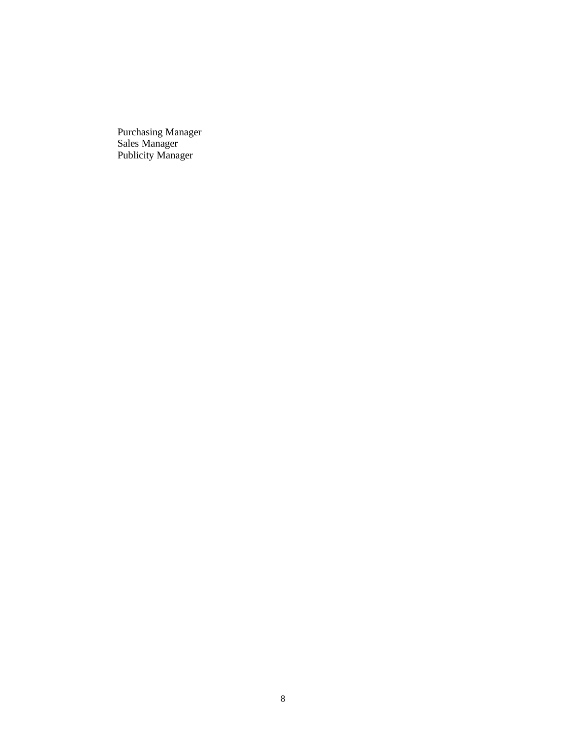Purchasing Manager
Sales Manager
Publicity Manager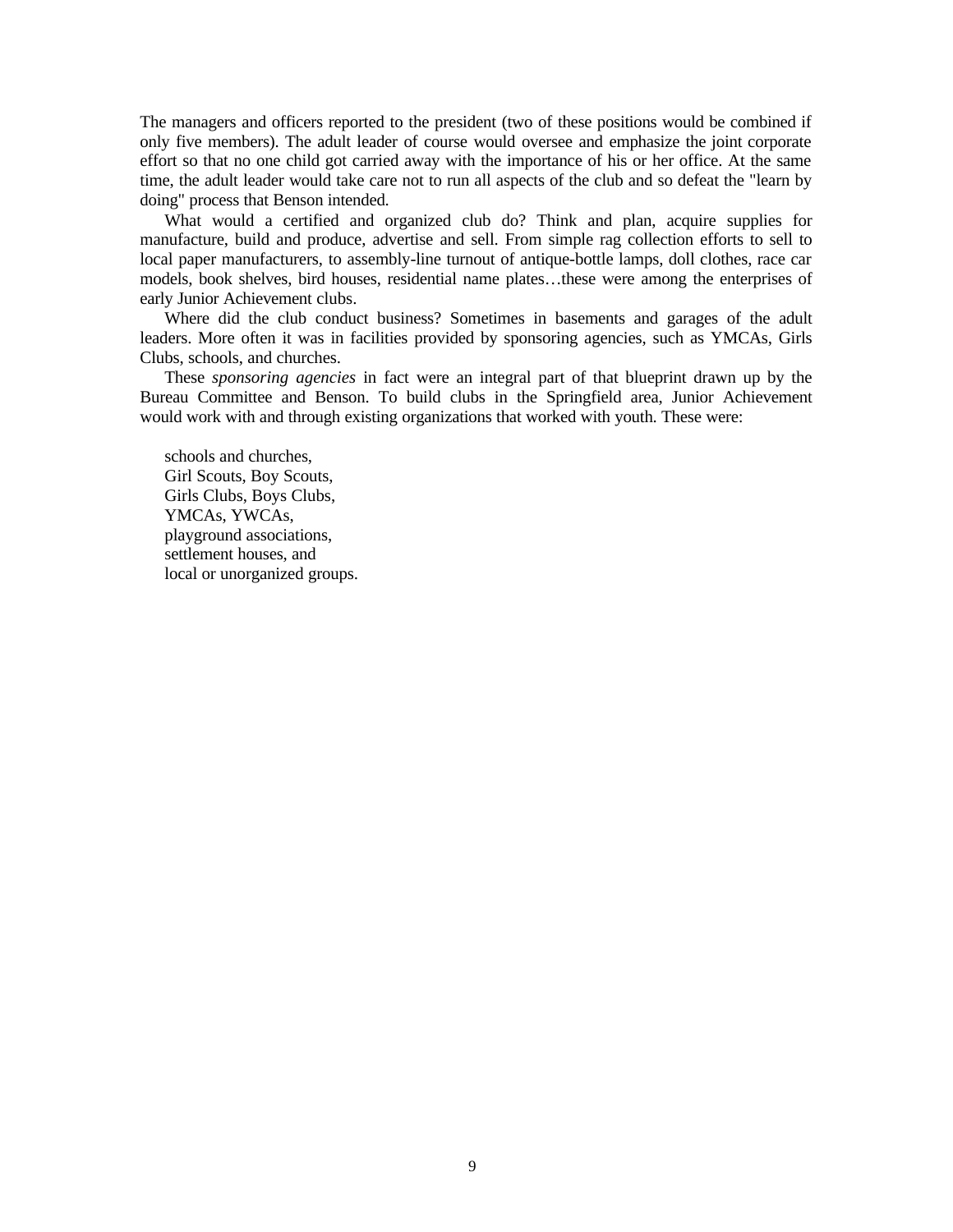The managers and officers reported to the president (two of these positions would be combined if only five members). The adult leader of course would oversee and emphasize the joint corporate effort so that no one child got carried away with the importance of his or her office. At the same time, the adult leader would take care not to run all aspects of the club and so defeat the "learn by doing" process that Benson intended.

What would a certified and organized club do? Think and plan, acquire supplies for manufacture, build and produce, advertise and sell. From simple rag collection efforts to sell to local paper manufacturers, to assembly-line turnout of antique-bottle lamps, doll clothes, race car models, book shelves, bird houses, residential name plates…these were among the enterprises of early Junior Achievement clubs.

Where did the club conduct business? Sometimes in basements and garages of the adult leaders. More often it was in facilities provided by sponsoring agencies, such as YMCAs, Girls Clubs, schools, and churches.

These *sponsoring agencies* in fact were an integral part of that blueprint drawn up by the Bureau Committee and Benson. To build clubs in the Springfield area, Junior Achievement would work with and through existing organizations that worked with youth. These were:

schools and churches,  
Girl Scouts, Boy Scouts,  
Girls Clubs, Boys Clubs,  
YMCAs, YWCAs,  
playground associations,  
settlement houses, and  
local or unorganized groups.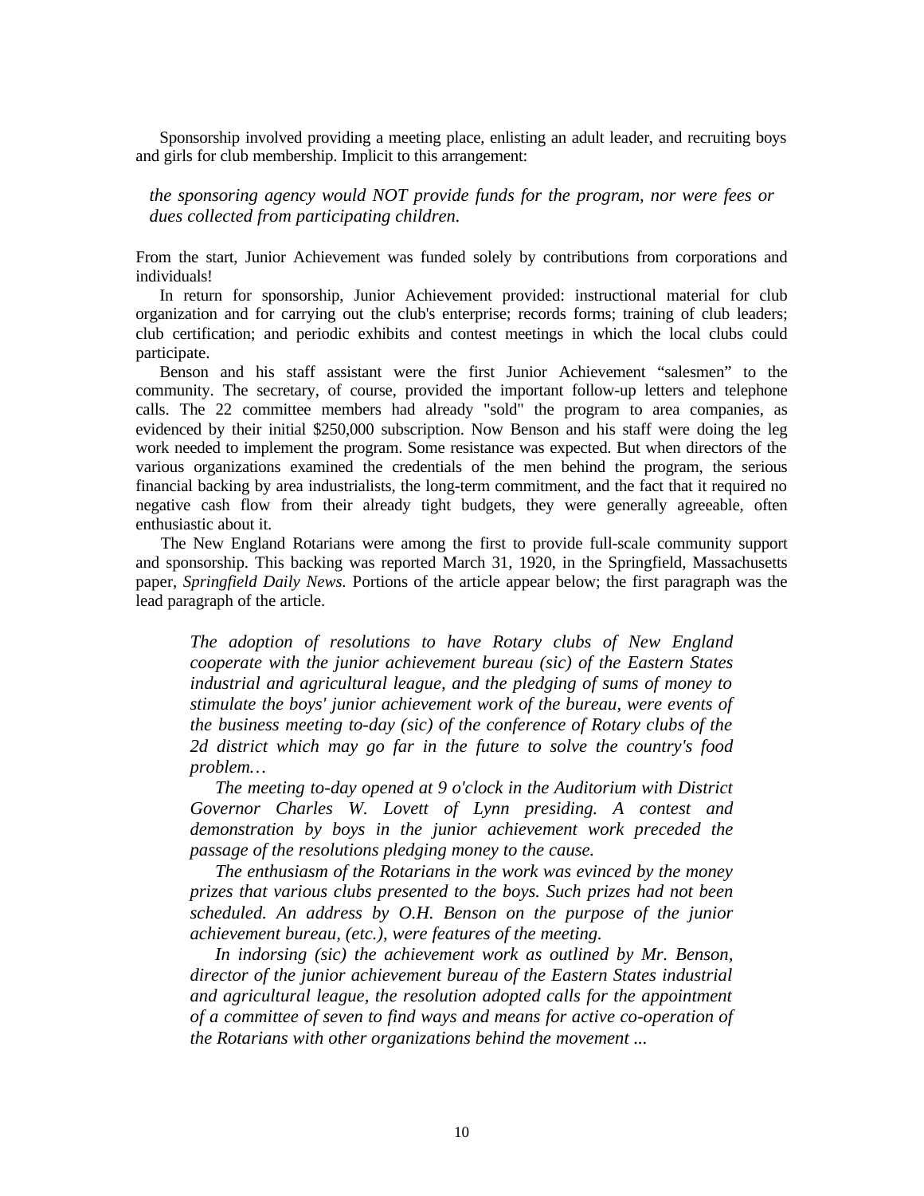Sponsorship involved providing a meeting place, enlisting an adult leader, and recruiting boys and girls for club membership. Implicit to this arrangement:

> *the sponsoring agency would NOT provide funds for the program, nor were fees or dues collected from participating children.*

From the start, Junior Achievement was funded solely by contributions from corporations and individuals!

In return for sponsorship, Junior Achievement provided: instructional material for club organization and for carrying out the club's enterprise; records forms; training of club leaders; club certification; and periodic exhibits and contest meetings in which the local clubs could participate.

Benson and his staff assistant were the first Junior Achievement "salesmen" to the community. The secretary, of course, provided the important follow-up letters and telephone calls. The 22 committee members had already "sold" the program to area companies, as evidenced by their initial $250,000 subscription. Now Benson and his staff were doing the leg work needed to implement the program. Some resistance was expected. But when directors of the various organizations examined the credentials of the men behind the program, the serious financial backing by area industrialists, the long-term commitment, and the fact that it required no negative cash flow from their already tight budgets, they were generally agreeable, often enthusiastic about it.

The New England Rotarians were among the first to provide full-scale community support and sponsorship. This backing was reported March 31, 1920, in the Springfield, Massachusetts paper, *Springfield Daily News.* Portions of the article appear below; the first paragraph was the lead paragraph of the article.

> *The adoption of resolutions to have Rotary clubs of New England cooperate with the junior achievement bureau (sic) of the Eastern States industrial and agricultural league, and the pledging of sums of money to stimulate the boys' junior achievement work of the bureau, were events of the business meeting to-day (sic) of the conference of Rotary clubs of the 2d district which may go far in the future to solve the country's food problem…*
>
> *The meeting to-day opened at 9 o'clock in the Auditorium with District Governor Charles W. Lovett of Lynn presiding. A contest and demonstration by boys in the junior achievement work preceded the passage of the resolutions pledging money to the cause.*
>
> *The enthusiasm of the Rotarians in the work was evinced by the money prizes that various clubs presented to the boys. Such prizes had not been scheduled. An address by O.H. Benson on the purpose of the junior achievement bureau, (etc.), were features of the meeting.*
>
> *In indorsing (sic) the achievement work as outlined by Mr. Benson, director of the junior achievement bureau of the Eastern States industrial and agricultural league, the resolution adopted calls for the appointment of a committee of seven to find ways and means for active co-operation of the Rotarians with other organizations behind the movement ...*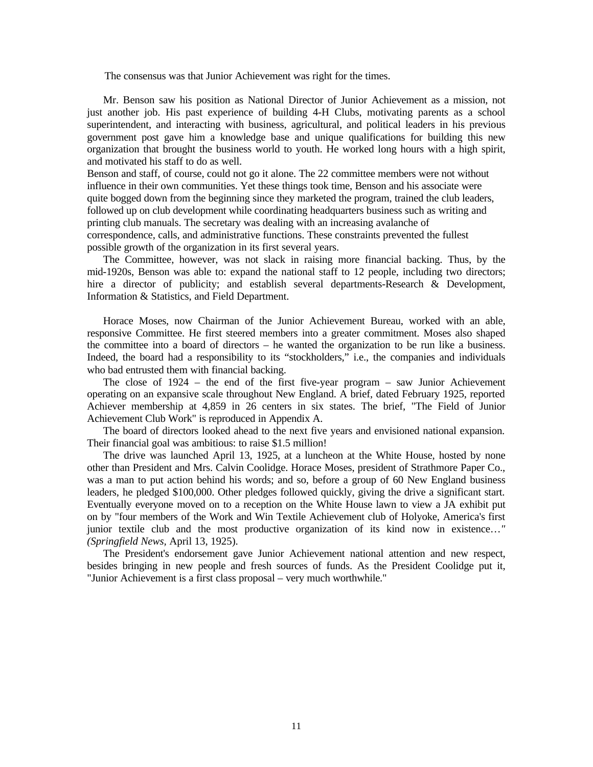The consensus was that Junior Achievement was right for the times.

Mr. Benson saw his position as National Director of Junior Achievement as a mission, not just another job. His past experience of building 4-H Clubs, motivating parents as a school superintendent, and interacting with business, agricultural, and political leaders in his previous government post gave him a knowledge base and unique qualifications for building this new organization that brought the business world to youth. He worked long hours with a high spirit, and motivated his staff to do as well.

Benson and staff, of course, could not go it alone. The 22 committee members were not without influence in their own communities. Yet these things took time, Benson and his associate were quite bogged down from the beginning since they marketed the program, trained the club leaders, followed up on club development while coordinating headquarters business such as writing and printing club manuals. The secretary was dealing with an increasing avalanche of correspondence, calls, and administrative functions. These constraints prevented the fullest possible growth of the organization in its first several years.

The Committee, however, was not slack in raising more financial backing. Thus, by the mid-1920s, Benson was able to: expand the national staff to 12 people, including two directors; hire a director of publicity; and establish several departments-Research & Development, Information & Statistics, and Field Department.

Horace Moses, now Chairman of the Junior Achievement Bureau, worked with an able, responsive Committee. He first steered members into a greater commitment. Moses also shaped the committee into a board of directors – he wanted the organization to be run like a business. Indeed, the board had a responsibility to its "stockholders," i.e., the companies and individuals who bad entrusted them with financial backing.

The close of 1924 – the end of the first five-year program – saw Junior Achievement operating on an expansive scale throughout New England. A brief, dated February 1925, reported Achiever membership at 4,859 in 26 centers in six states. The brief, "The Field of Junior Achievement Club Work" is reproduced in Appendix A.

The board of directors looked ahead to the next five years and envisioned national expansion. Their financial goal was ambitious: to raise $1.5 million!

The drive was launched April 13, 1925, at a luncheon at the White House, hosted by none other than President and Mrs. Calvin Coolidge. Horace Moses, president of Strathmore Paper Co., was a man to put action behind his words; and so, before a group of 60 New England business leaders, he pledged $100,000. Other pledges followed quickly, giving the drive a significant start. Eventually everyone moved on to a reception on the White House lawn to view a JA exhibit put on by "four members of the Work and Win Textile Achievement club of Holyoke, America's first junior textile club and the most productive organization of its kind now in existence…" (*Springfield News*, April 13, 1925).

The President's endorsement gave Junior Achievement national attention and new respect, besides bringing in new people and fresh sources of funds. As the President Coolidge put it, "Junior Achievement is a first class proposal – very much worthwhile."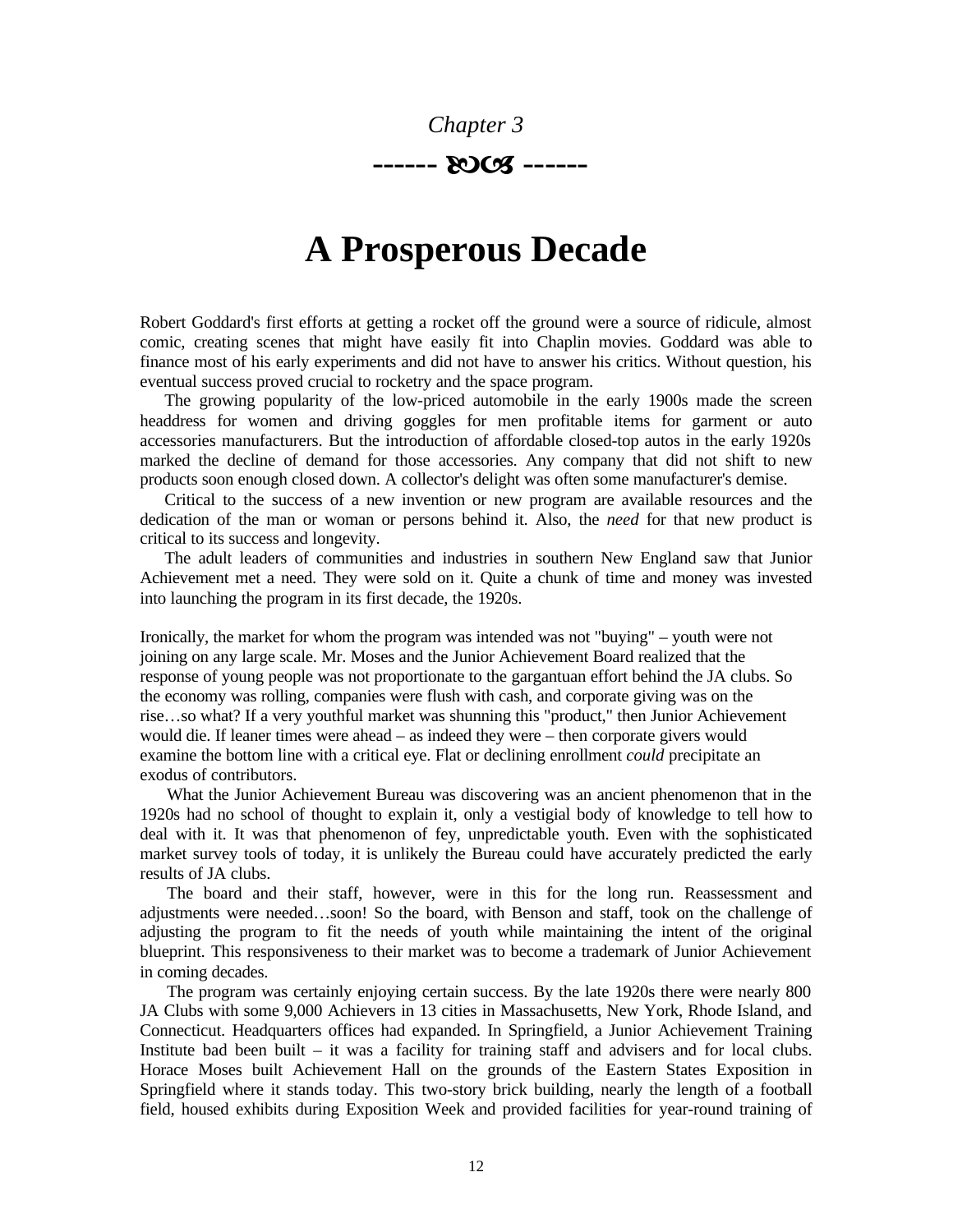*Chapter 3*

------ ꕥ ------

# A Prosperous Decade

Robert Goddard's first efforts at getting a rocket off the ground were a source of ridicule, almost comic, creating scenes that might have easily fit into Chaplin movies. Goddard was able to finance most of his early experiments and did not have to answer his critics. Without question, his eventual success proved crucial to rocketry and the space program.

The growing popularity of the low-priced automobile in the early 1900s made the screen headdress for women and driving goggles for men profitable items for garment or auto accessories manufacturers. But the introduction of affordable closed-top autos in the early 1920s marked the decline of demand for those accessories. Any company that did not shift to new products soon enough closed down. A collector's delight was often some manufacturer's demise.

Critical to the success of a new invention or new program are available resources and the dedication of the man or woman or persons behind it. Also, the *need* for that new product is critical to its success and longevity.

The adult leaders of communities and industries in southern New England saw that Junior Achievement met a need. They were sold on it. Quite a chunk of time and money was invested into launching the program in its first decade, the 1920s.

Ironically, the market for whom the program was intended was not "buying" – youth were not joining on any large scale. Mr. Moses and the Junior Achievement Board realized that the response of young people was not proportionate to the gargantuan effort behind the JA clubs. So the economy was rolling, companies were flush with cash, and corporate giving was on the rise…so what? If a very youthful market was shunning this "product," then Junior Achievement would die. If leaner times were ahead – as indeed they were – then corporate givers would examine the bottom line with a critical eye. Flat or declining enrollment *could* precipitate an exodus of contributors.

What the Junior Achievement Bureau was discovering was an ancient phenomenon that in the 1920s had no school of thought to explain it, only a vestigial body of knowledge to tell how to deal with it. It was that phenomenon of fey, unpredictable youth. Even with the sophisticated market survey tools of today, it is unlikely the Bureau could have accurately predicted the early results of JA clubs.

The board and their staff, however, were in this for the long run. Reassessment and adjustments were needed…soon! So the board, with Benson and staff, took on the challenge of adjusting the program to fit the needs of youth while maintaining the intent of the original blueprint. This responsiveness to their market was to become a trademark of Junior Achievement in coming decades.

The program was certainly enjoying certain success. By the late 1920s there were nearly 800 JA Clubs with some 9,000 Achievers in 13 cities in Massachusetts, New York, Rhode Island, and Connecticut. Headquarters offices had expanded. In Springfield, a Junior Achievement Training Institute bad been built – it was a facility for training staff and advisers and for local clubs. Horace Moses built Achievement Hall on the grounds of the Eastern States Exposition in Springfield where it stands today. This two-story brick building, nearly the length of a football field, housed exhibits during Exposition Week and provided facilities for year-round training of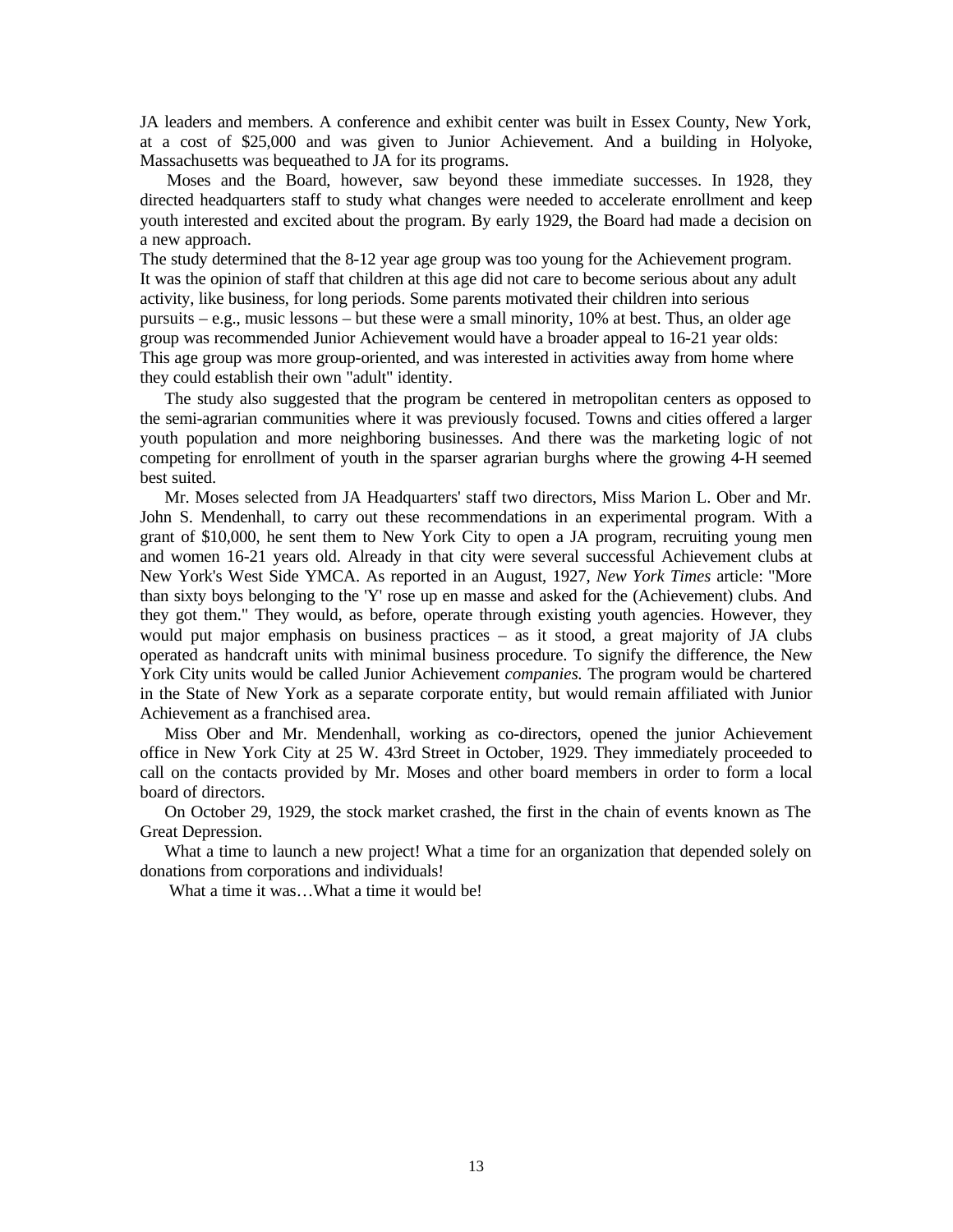JA leaders and members. A conference and exhibit center was built in Essex County, New York, at a cost of $25,000 and was given to Junior Achievement. And a building in Holyoke, Massachusetts was bequeathed to JA for its programs.

Moses and the Board, however, saw beyond these immediate successes. In 1928, they directed headquarters staff to study what changes were needed to accelerate enrollment and keep youth interested and excited about the program. By early 1929, the Board had made a decision on a new approach.

The study determined that the 8-12 year age group was too young for the Achievement program. It was the opinion of staff that children at this age did not care to become serious about any adult activity, like business, for long periods. Some parents motivated their children into serious pursuits – e.g., music lessons – but these were a small minority, 10% at best. Thus, an older age group was recommended Junior Achievement would have a broader appeal to 16-21 year olds: This age group was more group-oriented, and was interested in activities away from home where they could establish their own "adult" identity.

The study also suggested that the program be centered in metropolitan centers as opposed to the semi-agrarian communities where it was previously focused. Towns and cities offered a larger youth population and more neighboring businesses. And there was the marketing logic of not competing for enrollment of youth in the sparser agrarian burghs where the growing 4-H seemed best suited.

Mr. Moses selected from JA Headquarters' staff two directors, Miss Marion L. Ober and Mr. John S. Mendenhall, to carry out these recommendations in an experimental program. With a grant of $10,000, he sent them to New York City to open a JA program, recruiting young men and women 16-21 years old. Already in that city were several successful Achievement clubs at New York's West Side YMCA. As reported in an August, 1927, *New York Times* article: "More than sixty boys belonging to the 'Y' rose up en masse and asked for the (Achievement) clubs. And they got them." They would, as before, operate through existing youth agencies. However, they would put major emphasis on business practices – as it stood, a great majority of JA clubs operated as handcraft units with minimal business procedure. To signify the difference, the New York City units would be called Junior Achievement *companies.* The program would be chartered in the State of New York as a separate corporate entity, but would remain affiliated with Junior Achievement as a franchised area.

Miss Ober and Mr. Mendenhall, working as co-directors, opened the junior Achievement office in New York City at 25 W. 43rd Street in October, 1929. They immediately proceeded to call on the contacts provided by Mr. Moses and other board members in order to form a local board of directors.

On October 29, 1929, the stock market crashed, the first in the chain of events known as The Great Depression.

What a time to launch a new project! What a time for an organization that depended solely on donations from corporations and individuals!

What a time it was…What a time it would be!